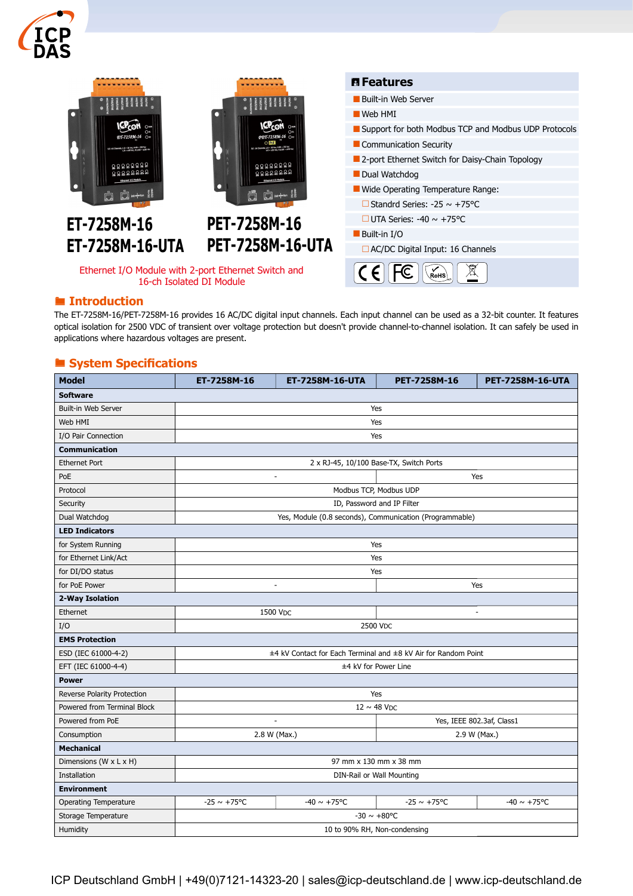# ET-7258M-16 / ET-7258M-16-UTA
# PET-7258M-16 / PET-7258M-16-UTA

Ethernet I/O Module with 2-port Ethernet Switch and 16-ch Isolated DI Module

## Features

- Built-in Web Server
- Web HMI
- Support for both Modbus TCP and Modbus UDP Protocols
- Communication Security
- 2-port Ethernet Switch for Daisy-Chain Topology
- Dual Watchdog
- Wide Operating Temperature Range:
  - Standrd Series: -25 ~ +75°C
  - UTA Series: -40 ~ +75°C
- Built-in I/O
  - AC/DC Digital Input: 16 Channels

## Introduction

The ET-7258M-16/PET-7258M-16 provides 16 AC/DC digital input channels. Each input channel can be used as a 32-bit counter. It features optical isolation for 2500 VDC of transient over voltage protection but doesn't provide channel-to-channel isolation. It can safely be used in applications where hazardous voltages are present.

## System Specifications

| Model | ET-7258M-16 | ET-7258M-16-UTA | PET-7258M-16 | PET-7258M-16-UTA |
|---|---|---|---|---|
| **Software** | | | | |
| Built-in Web Server | Yes | | | |
| Web HMI | Yes | | | |
| I/O Pair Connection | Yes | | | |
| **Communication** | | | | |
| Ethernet Port | 2 x RJ-45, 10/100 Base-TX, Switch Ports | | | |
| PoE | - | | Yes | |
| Protocol | Modbus TCP, Modbus UDP | | | |
| Security | ID, Password and IP Filter | | | |
| Dual Watchdog | Yes, Module (0.8 seconds), Communication (Programmable) | | | |
| **LED Indicators** | | | | |
| for System Running | Yes | | | |
| for Ethernet Link/Act | Yes | | | |
| for DI/DO status | Yes | | | |
| for PoE Power | - | | Yes | |
| **2-Way Isolation** | | | | |
| Ethernet | 1500 VDC | | - | |
| I/O | 2500 VDC | | | |
| **EMS Protection** | | | | |
| ESD (IEC 61000-4-2) | ±4 kV Contact for Each Terminal and ±8 kV Air for Random Point | | | |
| EFT (IEC 61000-4-4) | ±4 kV for Power Line | | | |
| **Power** | | | | |
| Reverse Polarity Protection | Yes | | | |
| Powered from Terminal Block | 12 ~ 48 VDC | | | |
| Powered from PoE | - | | Yes, IEEE 802.3af, Class1 | |
| Consumption | 2.8 W (Max.) | | 2.9 W (Max.) | |
| **Mechanical** | | | | |
| Dimensions (W x L x H) | 97 mm x 130 mm x 38 mm | | | |
| Installation | DIN-Rail or Wall Mounting | | | |
| **Environment** | | | | |
| Operating Temperature | -25 ~ +75°C | -40 ~ +75°C | -25 ~ +75°C | -40 ~ +75°C |
| Storage Temperature | -30 ~ +80°C | | | |
| Humidity | 10 to 90% RH, Non-condensing | | | |

ICP Deutschland GmbH | +49(0)7121-14323-20 | sales@icp-deutschland.de | www.icp-deutschland.de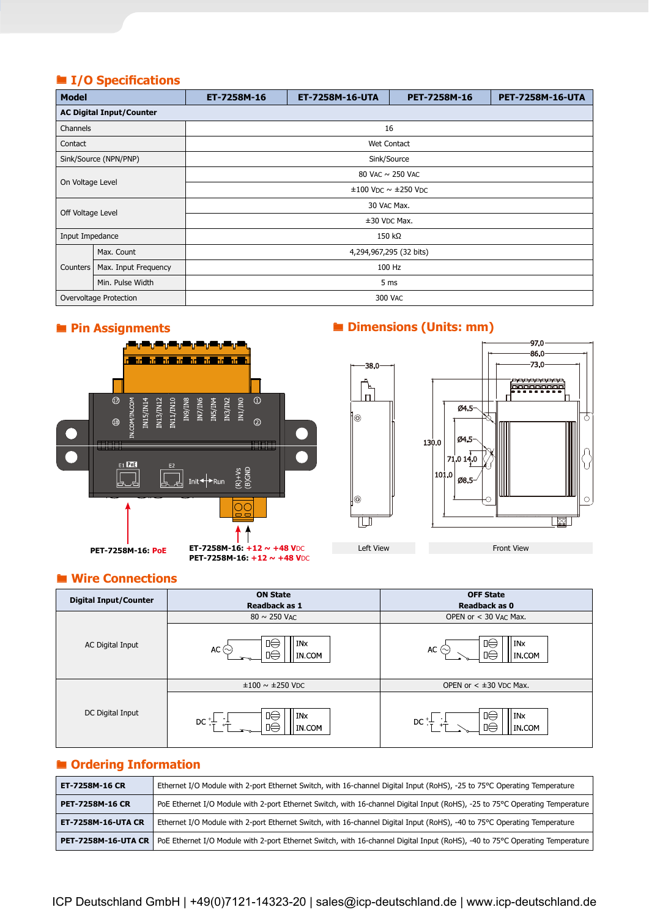## I/O Specifications

| Model | | ET-7258M-16 | ET-7258M-16-UTA | PET-7258M-16 | PET-7258M-16-UTA |
|---|---|---|---|---|---|
| **AC Digital Input/Counter** | | | | | |
| Channels | | 16 | | | |
| Contact | | Wet Contact | | | |
| Sink/Source (NPN/PNP) | | Sink/Source | | | |
| On Voltage Level | | 80 VAC ~ 250 VAC | | | |
| | | ±100 VDC ~ ±250 VDC | | | |
| Off Voltage Level | | 30 VAC Max. | | | |
| | | ±30 VDC Max. | | | |
| Input Impedance | | 150 kΩ | | | |
| Counters | Max. Count | 4,294,967,295 (32 bits) | | | |
| | Max. Input Frequency | 100 Hz | | | |
| | Min. Pulse Width | 5 ms | | | |
| Overvoltage Protection | | 300 VAC | | | |

## Pin Assignments

17 18 IN.COM/IN.COM IN15/IN14 IN13/IN12 IN11/IN10 IN9/IN8 IN7/IN6 IN5/IN4 IN3/IN2 IN1/IN0 1 2

E1 PoE E2 Init Run (R)+Vs (B)GND

PET-7258M-16: PoE

ET-7258M-16: +12 ~ +48 VDC
PET-7258M-16: +12 ~ +48 VDC

## Dimensions (Units: mm)

38.0 97.0 86.0 73.0 Ø4.5 Ø4.5 130.0 71.0 14.0 101.0 Ø8.5

Left View

Front View

## Wire Connections

| Digital Input/Counter | ON State Readback as 1 | OFF State Readback as 0 |
|---|---|---|
| AC Digital Input | 80 ~ 250 VAC | OPEN or < 30 VAC Max. |
| | AC INx IN.COM | AC INx IN.COM |
| DC Digital Input | ±100 ~ ±250 VDC | OPEN or < ±30 VDC Max. |
| | DC INx IN.COM | DC INx IN.COM |

## Ordering Information

| | |
|---|---|
| **ET-7258M-16 CR** | Ethernet I/O Module with 2-port Ethernet Switch, with 16-channel Digital Input (RoHS), -25 to 75°C Operating Temperature |
| **PET-7258M-16 CR** | PoE Ethernet I/O Module with 2-port Ethernet Switch, with 16-channel Digital Input (RoHS), -25 to 75°C Operating Temperature |
| **ET-7258M-16-UTA CR** | Ethernet I/O Module with 2-port Ethernet Switch, with 16-channel Digital Input (RoHS), -40 to 75°C Operating Temperature |
| **PET-7258M-16-UTA CR** | PoE Ethernet I/O Module with 2-port Ethernet Switch, with 16-channel Digital Input (RoHS), -40 to 75°C Operating Temperature |

ICP Deutschland GmbH | +49(0)7121-14323-20 | sales@icp-deutschland.de | www.icp-deutschland.de